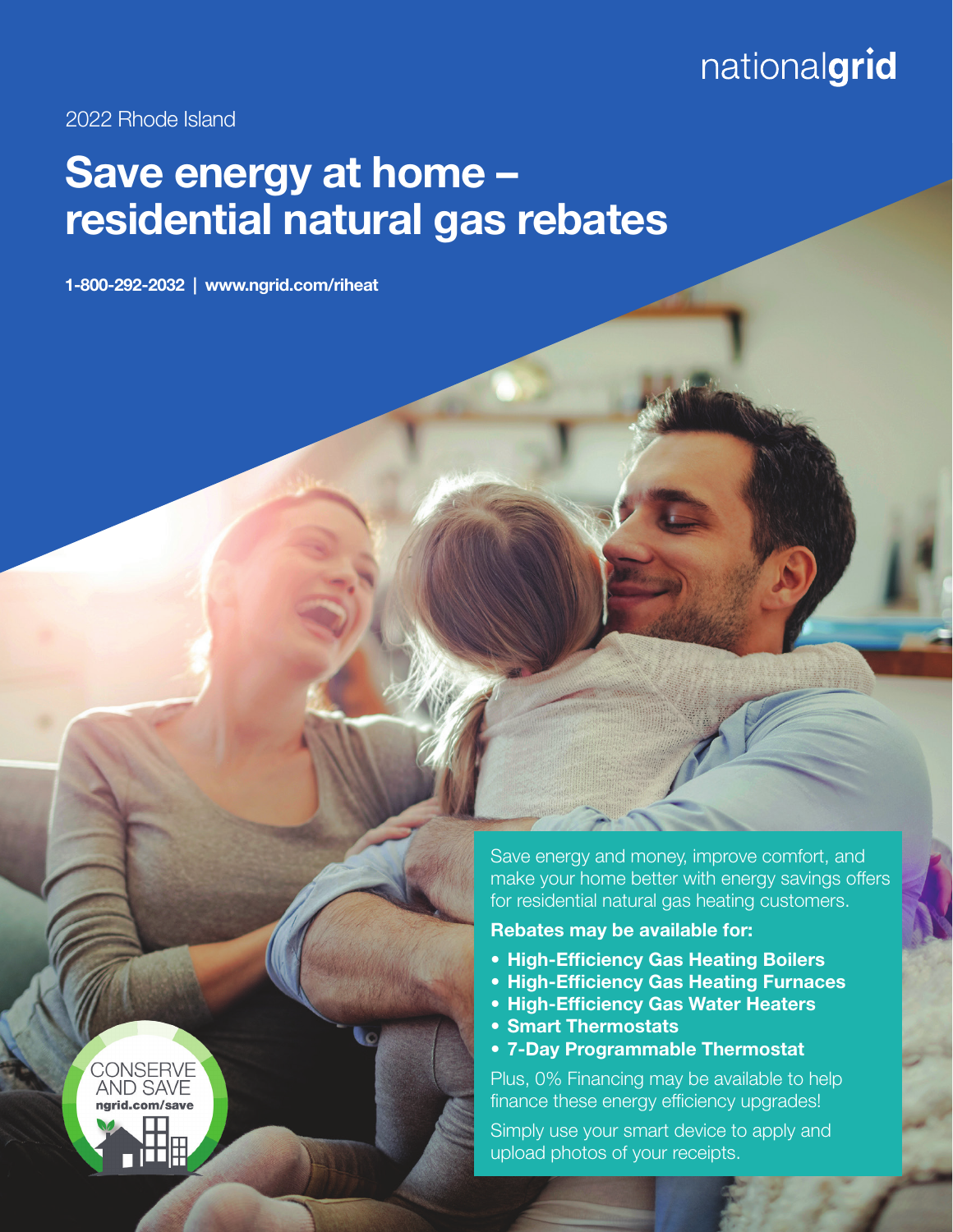nationalgrid

2022 Rhode Island

# Save energy at home – residential natural gas rebates

**1-800-292-2032 | www.ngrid.com/riheat**

Save energy and money, improve comfort, and make your home better with energy savings offers for residential natural gas heating customers.

**Rebates may be available for:**

- **High-Efficiency Gas Heating Boilers**
- **High-Efficiency Gas Heating Furnaces**
- **High-Efficiency Gas Water Heaters**
- **Smart Thermostats**
- **7-Day Programmable Thermostat**

Plus, 0% Financing may be available to help finance these energy efficiency upgrades!

Simply use your smart device to apply and upload photos of your receipts.

CONSERVE AND SAVE
ngrid.com/save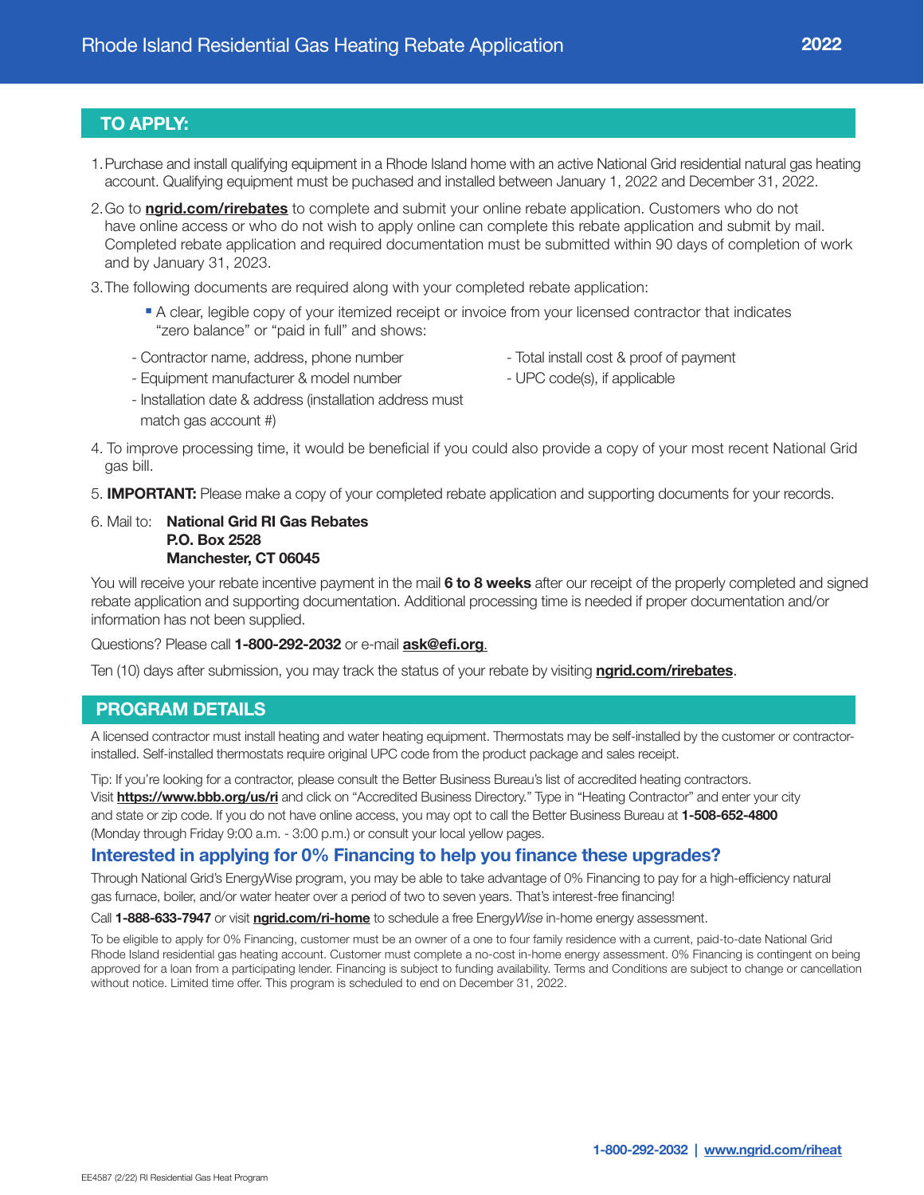## TO APPLY:

1. Purchase and install qualifying equipment in a Rhode Island home with an active National Grid residential natural gas heating account. Qualifying equipment must be puchased and installed between January 1, 2022 and December 31, 2022.
2. Go to **ngrid.com/rirebates** to complete and submit your online rebate application. Customers who do not have online access or who do not wish to apply online can complete this rebate application and submit by mail. Completed rebate application and required documentation must be submitted within 90 days of completion of work and by January 31, 2023.
3. The following documents are required along with your completed rebate application:
   - A clear, legible copy of your itemized receipt or invoice from your licensed contractor that indicates "zero balance" or "paid in full" and shows:
     - Contractor name, address, phone number
     - Equipment manufacturer & model number
     - Installation date & address (installation address must match gas account #)
     - Total install cost & proof of payment
     - UPC code(s), if applicable
4. To improve processing time, it would be beneficial if you could also provide a copy of your most recent National Grid gas bill.
5. **IMPORTANT:** Please make a copy of your completed rebate application and supporting documents for your records.
6. Mail to: **National Grid RI Gas Rebates**
   **P.O. Box 2528**
   **Manchester, CT 06045**

You will receive your rebate incentive payment in the mail **6 to 8 weeks** after our receipt of the properly completed and signed rebate application and supporting documentation. Additional processing time is needed if proper documentation and/or information has not been supplied.

Questions? Please call **1-800-292-2032** or e-mail **ask@efi.org**.

Ten (10) days after submission, you may track the status of your rebate by visiting **ngrid.com/rirebates**.

## PROGRAM DETAILS

A licensed contractor must install heating and water heating equipment. Thermostats may be self-installed by the customer or contractor-installed. Self-installed thermostats require original UPC code from the product package and sales receipt.

Tip: If you're looking for a contractor, please consult the Better Business Bureau's list of accredited heating contractors. Visit **https://www.bbb.org/us/ri** and click on "Accredited Business Directory." Type in "Heating Contractor" and enter your city and state or zip code. If you do not have online access, you may opt to call the Better Business Bureau at **1-508-652-4800** (Monday through Friday 9:00 a.m. - 3:00 p.m.) or consult your local yellow pages.

### Interested in applying for 0% Financing to help you finance these upgrades?

Through National Grid's EnergyWise program, you may be able to take advantage of 0% Financing to pay for a high-efficiency natural gas furnace, boiler, and/or water heater over a period of two to seven years. That's interest-free financing!

Call **1-888-633-7947** or visit **ngrid.com/ri-home** to schedule a free Energy*Wise* in-home energy assessment.

To be eligible to apply for 0% Financing, customer must be an owner of a one to four family residence with a current, paid-to-date National Grid Rhode Island residential gas heating account. Customer must complete a no-cost in-home energy assessment. 0% Financing is contingent on being approved for a loan from a participating lender. Financing is subject to funding availability. Terms and Conditions are subject to change or cancellation without notice. Limited time offer. This program is scheduled to end on December 31, 2022.

**1-800-292-2032 | www.ngrid.com/riheat**

EE4587 (2/22) RI Residential Gas Heat Program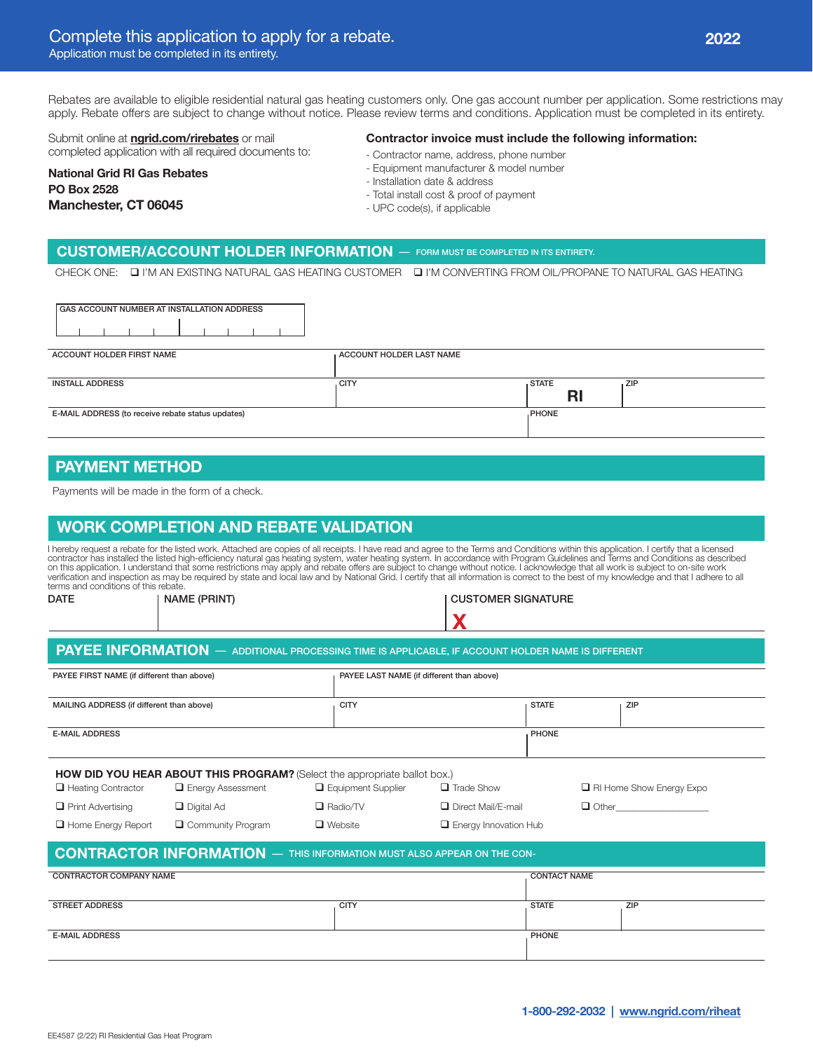## Complete this application to apply for a rebate.

Application must be completed in its entirety.

**2022**

Rebates are available to eligible residential natural gas heating customers only. One gas account number per application. Some restrictions may apply. Rebate offers are subject to change without notice. Please review terms and conditions. Application must be completed in its entirety.

Submit online at **ngrid.com/rirebates** or mail completed application with all required documents to:

**National Grid RI Gas Rebates**
**PO Box 2528**
**Manchester, CT 06045**

**Contractor invoice must include the following information:**

- Contractor name, address, phone number
- Equipment manufacturer & model number
- Installation date & address
- Total install cost & proof of payment
- UPC code(s), if applicable

## CUSTOMER/ACCOUNT HOLDER INFORMATION — FORM MUST BE COMPLETED IN ITS ENTIRETY.

CHECK ONE: ❑ I'M AN EXISTING NATURAL GAS HEATING CUSTOMER ❑ I'M CONVERTING FROM OIL/PROPANE TO NATURAL GAS HEATING

| GAS ACCOUNT NUMBER AT INSTALLATION ADDRESS |
|---|
| |

| ACCOUNT HOLDER FIRST NAME | ACCOUNT HOLDER LAST NAME | | |
|---|---|---|---|
| INSTALL ADDRESS | CITY | STATE RI | ZIP |
| E-MAIL ADDRESS (to receive rebate status updates) | | PHONE | |

## PAYMENT METHOD

Payments will be made in the form of a check.

## WORK COMPLETION AND REBATE VALIDATION

I hereby request a rebate for the listed work. Attached are copies of all receipts. I have read and agree to the Terms and Conditions within this application. I certify that a licensed contractor has installed the listed high-efficiency natural gas heating system, water heating system. In accordance with Program Guidelines and Terms and Conditions as described on this application. I understand that some restrictions may apply and rebate offers are subject to change without notice. I acknowledge that all work is subject to on-site work verification and inspection as may be required by state and local law and by National Grid. I certify that all information is correct to the best of my knowledge and that I adhere to all terms and conditions of this rebate.

| DATE | NAME (PRINT) | CUSTOMER SIGNATURE |
|---|---|---|
| | | X |

## PAYEE INFORMATION — ADDITIONAL PROCESSING TIME IS APPLICABLE, IF ACCOUNT HOLDER NAME IS DIFFERENT

| PAYEE FIRST NAME (if different than above) | PAYEE LAST NAME (if different than above) | | |
|---|---|---|---|
| MAILING ADDRESS (if different than above) | CITY | STATE | ZIP |
| E-MAIL ADDRESS | | PHONE | |

**HOW DID YOU HEAR ABOUT THIS PROGRAM?** (Select the appropriate ballot box.)

❑ Heating Contractor ❑ Energy Assessment ❑ Equipment Supplier ❑ Trade Show ❑ RI Home Show Energy Expo
❑ Print Advertising ❑ Digital Ad ❑ Radio/TV ❑ Direct Mail/E-mail ❑ Other__________________
❑ Home Energy Report ❑ Community Program ❑ Website ❑ Energy Innovation Hub

## CONTRACTOR INFORMATION — THIS INFORMATION MUST ALSO APPEAR ON THE CON-

| CONTRACTOR COMPANY NAME | | CONTACT NAME | |
|---|---|---|---|
| STREET ADDRESS | CITY | STATE | ZIP |
| E-MAIL ADDRESS | | PHONE | |

1-800-292-2032 | www.ngrid.com/riheat

EE4587 (2/22) RI Residential Gas Heat Program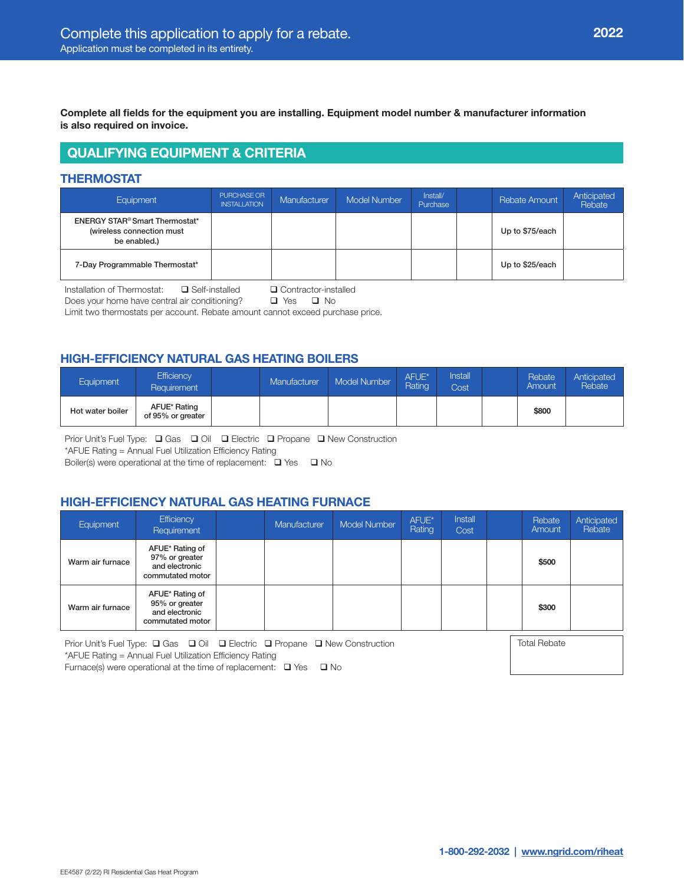# Complete this application to apply for a rebate.

Application must be completed in its entirety.

2022

**Complete all fields for the equipment you are installing. Equipment model number & manufacturer information is also required on invoice.**

## QUALIFYING EQUIPMENT & CRITERIA

### THERMOSTAT

| Equipment | PURCHASE OR INSTALLATION | Manufacturer | Model Number | Install/ Purchase | | Rebate Amount | Anticipated Rebate |
|---|---|---|---|---|---|---|---|
| ENERGY STAR® Smart Thermostat* (wireless connection must be enabled.) | | | | | | Up to $75/each | |
| 7-Day Programmable Thermostat* | | | | | | Up to $25/each | |

Installation of Thermostat: ❑ Self-installed ❑ Contractor-installed
Does your home have central air conditioning? ❑ Yes ❑ No
Limit two thermostats per account. Rebate amount cannot exceed purchase price.

### HIGH-EFFICIENCY NATURAL GAS HEATING BOILERS

| Equipment | Efficiency Requirement | | Manufacturer | Model Number | AFUE* Rating | Install Cost | | Rebate Amount | Anticipated Rebate |
|---|---|---|---|---|---|---|---|---|---|
| Hot water boiler | AFUE* Rating of 95% or greater | | | | | | | $800 | |

Prior Unit's Fuel Type: ❑ Gas ❑ Oil ❑ Electric ❑ Propane ❑ New Construction
*AFUE Rating = Annual Fuel Utilization Efficiency Rating
Boiler(s) were operational at the time of replacement: ❑ Yes ❑ No

### HIGH-EFFICIENCY NATURAL GAS HEATING FURNACE

| Equipment | Efficiency Requirement | | Manufacturer | Model Number | AFUE* Rating | Install Cost | | Rebate Amount | Anticipated Rebate |
|---|---|---|---|---|---|---|---|---|---|
| Warm air furnace | AFUE* Rating of 97% or greater and electronic commutated motor | | | | | | | $500 | |
| Warm air furnace | AFUE* Rating of 95% or greater and electronic commutated motor | | | | | | | $300 | |

Prior Unit's Fuel Type: ❑ Gas ❑ Oil ❑ Electric ❑ Propane ❑ New Construction
*AFUE Rating = Annual Fuel Utilization Efficiency Rating
Furnace(s) were operational at the time of replacement: ❑ Yes ❑ No

Total Rebate

1-800-292-2032 | www.ngrid.com/riheat

EE4587 (2/22) RI Residential Gas Heat Program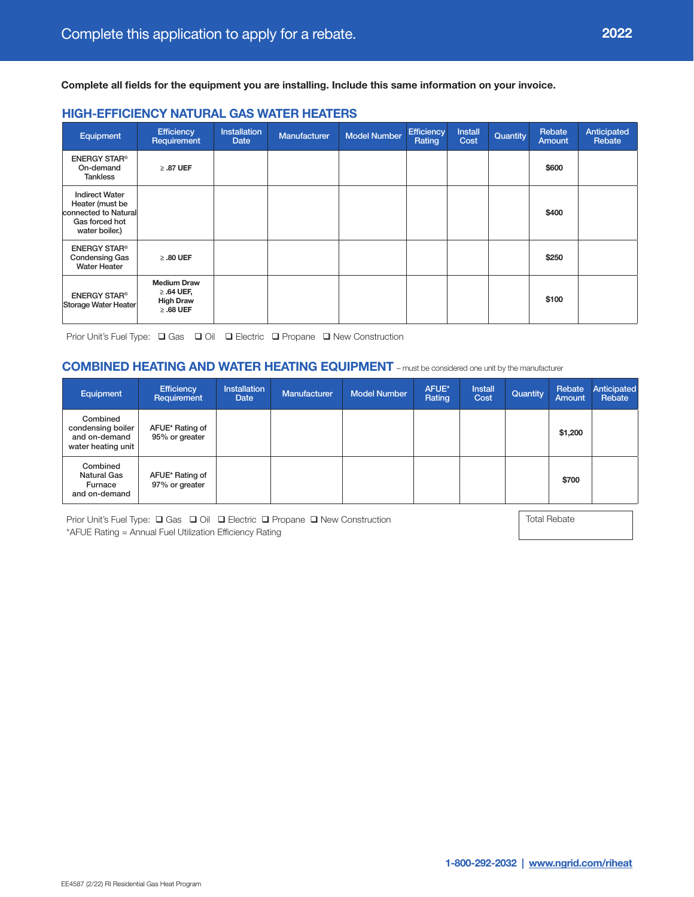# Complete this application to apply for a rebate.

**2022**

**Complete all fields for the equipment you are installing. Include this same information on your invoice.**

## HIGH-EFFICIENCY NATURAL GAS WATER HEATERS

| Equipment | Efficiency Requirement | Installation Date | Manufacturer | Model Number | Efficiency Rating | Install Cost | Quantity | Rebate Amount | Anticipated Rebate |
|---|---|---|---|---|---|---|---|---|---|
| ENERGY STAR® On-demand Tankless | ≥ .87 UEF | | | | | | | $600 | |
| Indirect Water Heater (must be connected to Natural Gas forced hot water boiler.) | | | | | | | | $400 | |
| ENERGY STAR® Condensing Gas Water Heater | ≥ .80 UEF | | | | | | | $250 | |
| ENERGY STAR® Storage Water Heater | Medium Draw ≥ .64 UEF, High Draw ≥ .68 UEF | | | | | | | $100 | |

Prior Unit's Fuel Type: ❑ Gas ❑ Oil ❑ Electric ❑ Propane ❑ New Construction

## COMBINED HEATING AND WATER HEATING EQUIPMENT – must be considered one unit by the manufacturer

| Equipment | Efficiency Requirement | Installation Date | Manufacturer | Model Number | AFUE* Rating | Install Cost | Quantity | Rebate Amount | Anticipated Rebate |
|---|---|---|---|---|---|---|---|---|---|
| Combined condensing boiler and on-demand water heating unit | AFUE* Rating of 95% or greater | | | | | | | $1,200 | |
| Combined Natural Gas Furnace and on-demand | AFUE* Rating of 97% or greater | | | | | | | $700 | |

Prior Unit's Fuel Type: ❑ Gas ❑ Oil ❑ Electric ❑ Propane ❑ New Construction

*AFUE Rating = Annual Fuel Utilization Efficiency Rating

Total Rebate

1-800-292-2032 | www.ngrid.com/riheat

EE4587 (2/22) RI Residential Gas Heat Program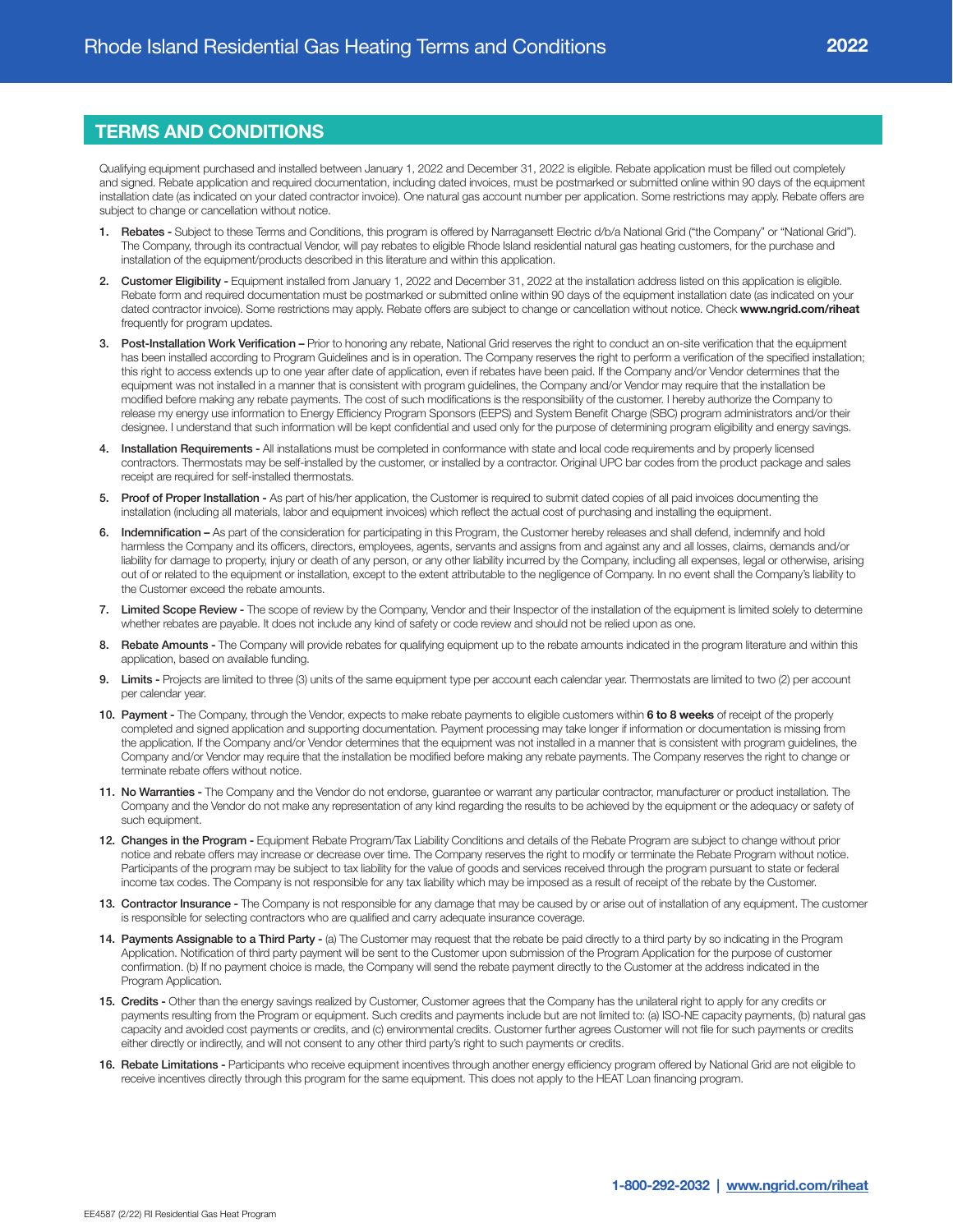## TERMS AND CONDITIONS

Qualifying equipment purchased and installed between January 1, 2022 and December 31, 2022 is eligible. Rebate application must be filled out completely and signed. Rebate application and required documentation, including dated invoices, must be postmarked or submitted online within 90 days of the equipment installation date (as indicated on your dated contractor invoice). One natural gas account number per application. Some restrictions may apply. Rebate offers are subject to change or cancellation without notice.

1. **Rebates -** Subject to these Terms and Conditions, this program is offered by Narragansett Electric d/b/a National Grid ("the Company" or "National Grid"). The Company, through its contractual Vendor, will pay rebates to eligible Rhode Island residential natural gas heating customers, for the purchase and installation of the equipment/products described in this literature and within this application.
2. **Customer Eligibility -** Equipment installed from January 1, 2022 and December 31, 2022 at the installation address listed on this application is eligible. Rebate form and required documentation must be postmarked or submitted online within 90 days of the equipment installation date (as indicated on your dated contractor invoice). Some restrictions may apply. Rebate offers are subject to change or cancellation without notice. Check **www.ngrid.com/riheat** frequently for program updates.
3. **Post-Installation Work Verification –** Prior to honoring any rebate, National Grid reserves the right to conduct an on-site verification that the equipment has been installed according to Program Guidelines and is in operation. The Company reserves the right to perform a verification of the specified installation; this right to access extends up to one year after date of application, even if rebates have been paid. If the Company and/or Vendor determines that the equipment was not installed in a manner that is consistent with program guidelines, the Company and/or Vendor may require that the installation be modified before making any rebate payments. The cost of such modifications is the responsibility of the customer. I hereby authorize the Company to release my energy use information to Energy Efficiency Program Sponsors (EEPS) and System Benefit Charge (SBC) program administrators and/or their designee. I understand that such information will be kept confidential and used only for the purpose of determining program eligibility and energy savings.
4. **Installation Requirements -** All installations must be completed in conformance with state and local code requirements and by properly licensed contractors. Thermostats may be self-installed by the customer, or installed by a contractor. Original UPC bar codes from the product package and sales receipt are required for self-installed thermostats.
5. **Proof of Proper Installation -** As part of his/her application, the Customer is required to submit dated copies of all paid invoices documenting the installation (including all materials, labor and equipment invoices) which reflect the actual cost of purchasing and installing the equipment.
6. **Indemnification –** As part of the consideration for participating in this Program, the Customer hereby releases and shall defend, indemnify and hold harmless the Company and its officers, directors, employees, agents, servants and assigns from and against any and all losses, claims, demands and/or liability for damage to property, injury or death of any person, or any other liability incurred by the Company, including all expenses, legal or otherwise, arising out of or related to the equipment or installation, except to the extent attributable to the negligence of Company. In no event shall the Company's liability to the Customer exceed the rebate amounts.
7. **Limited Scope Review -** The scope of review by the Company, Vendor and their Inspector of the installation of the equipment is limited solely to determine whether rebates are payable. It does not include any kind of safety or code review and should not be relied upon as one.
8. **Rebate Amounts -** The Company will provide rebates for qualifying equipment up to the rebate amounts indicated in the program literature and within this application, based on available funding.
9. **Limits -** Projects are limited to three (3) units of the same equipment type per account each calendar year. Thermostats are limited to two (2) per account per calendar year.
10. **Payment -** The Company, through the Vendor, expects to make rebate payments to eligible customers within **6 to 8 weeks** of receipt of the properly completed and signed application and supporting documentation. Payment processing may take longer if information or documentation is missing from the application. If the Company and/or Vendor determines that the equipment was not installed in a manner that is consistent with program guidelines, the Company and/or Vendor may require that the installation be modified before making any rebate payments. The Company reserves the right to change or terminate rebate offers without notice.
11. **No Warranties -** The Company and the Vendor do not endorse, guarantee or warrant any particular contractor, manufacturer or product installation. The Company and the Vendor do not make any representation of any kind regarding the results to be achieved by the equipment or the adequacy or safety of such equipment.
12. **Changes in the Program -** Equipment Rebate Program/Tax Liability Conditions and details of the Rebate Program are subject to change without prior notice and rebate offers may increase or decrease over time. The Company reserves the right to modify or terminate the Rebate Program without notice. Participants of the program may be subject to tax liability for the value of goods and services received through the program pursuant to state or federal income tax codes. The Company is not responsible for any tax liability which may be imposed as a result of receipt of the rebate by the Customer.
13. **Contractor Insurance -** The Company is not responsible for any damage that may be caused by or arise out of installation of any equipment. The customer is responsible for selecting contractors who are qualified and carry adequate insurance coverage.
14. **Payments Assignable to a Third Party -** (a) The Customer may request that the rebate be paid directly to a third party by so indicating in the Program Application. Notification of third party payment will be sent to the Customer upon submission of the Program Application for the purpose of customer confirmation. (b) If no payment choice is made, the Company will send the rebate payment directly to the Customer at the address indicated in the Program Application.
15. **Credits -** Other than the energy savings realized by Customer, Customer agrees that the Company has the unilateral right to apply for any credits or payments resulting from the Program or equipment. Such credits and payments include but are not limited to: (a) ISO-NE capacity payments, (b) natural gas capacity and avoided cost payments or credits, and (c) environmental credits. Customer further agrees Customer will not file for such payments or credits either directly or indirectly, and will not consent to any other third party's right to such payments or credits.
16. **Rebate Limitations -** Participants who receive equipment incentives through another energy efficiency program offered by National Grid are not eligible to receive incentives directly through this program for the same equipment. This does not apply to the HEAT Loan financing program.

**1-800-292-2032 | www.ngrid.com/riheat**

EE4587 (2/22) RI Residential Gas Heat Program